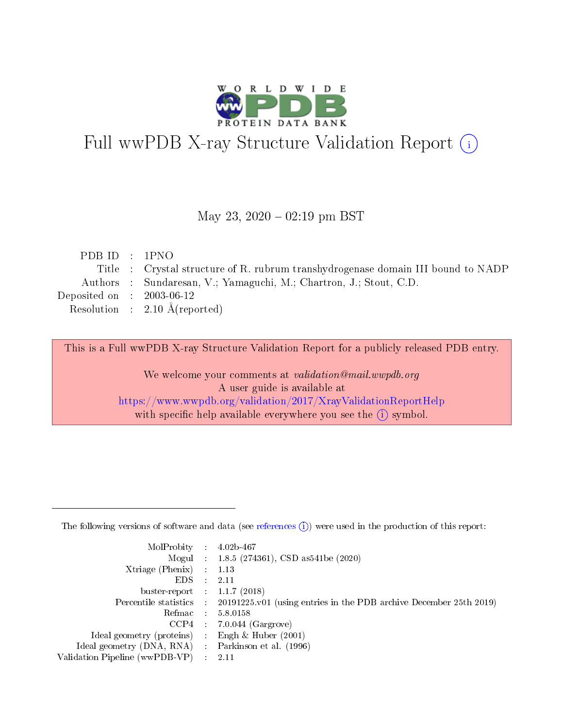# Full wwPDB X-ray Structure Validation Report (i)

May 23, 2020 – 02:19 pm BST

| | | |
|---|---|---|
| PDB ID | : | 1PNO |
| Title | : | Crystal structure of R. rubrum transhydrogenase domain III bound to NADP |
| Authors | : | Sundaresan, V.; Yamaguchi, M.; Chartron, J.; Stout, C.D. |
| Deposited on | : | 2003-06-12 |
| Resolution | : | 2.10 Å(reported) |

This is a Full wwPDB X-ray Structure Validation Report for a publicly released PDB entry.

We welcome your comments at *validation@mail.wwpdb.org*
A user guide is available at
https://www.wwpdb.org/validation/2017/XrayValidationReportHelp
with specific help available everywhere you see the (i) symbol.

---

The following versions of software and data (see references (i)) were used in the production of this report:

| | | |
|---|---|---|
| MolProbity | : | 4.02b-467 |
| Mogul | : | 1.8.5 (274361), CSD as541be (2020) |
| Xtriage (Phenix) | : | 1.13 |
| EDS | : | 2.11 |
| buster-report | : | 1.1.7 (2018) |
| Percentile statistics | : | 20191225.v01 (using entries in the PDB archive December 25th 2019) |
| Refmac | : | 5.8.0158 |
| CCP4 | : | 7.0.044 (Gargrove) |
| Ideal geometry (proteins) | : | Engh & Huber (2001) |
| Ideal geometry (DNA, RNA) | : | Parkinson et al. (1996) |
| Validation Pipeline (wwPDB-VP) | : | 2.11 |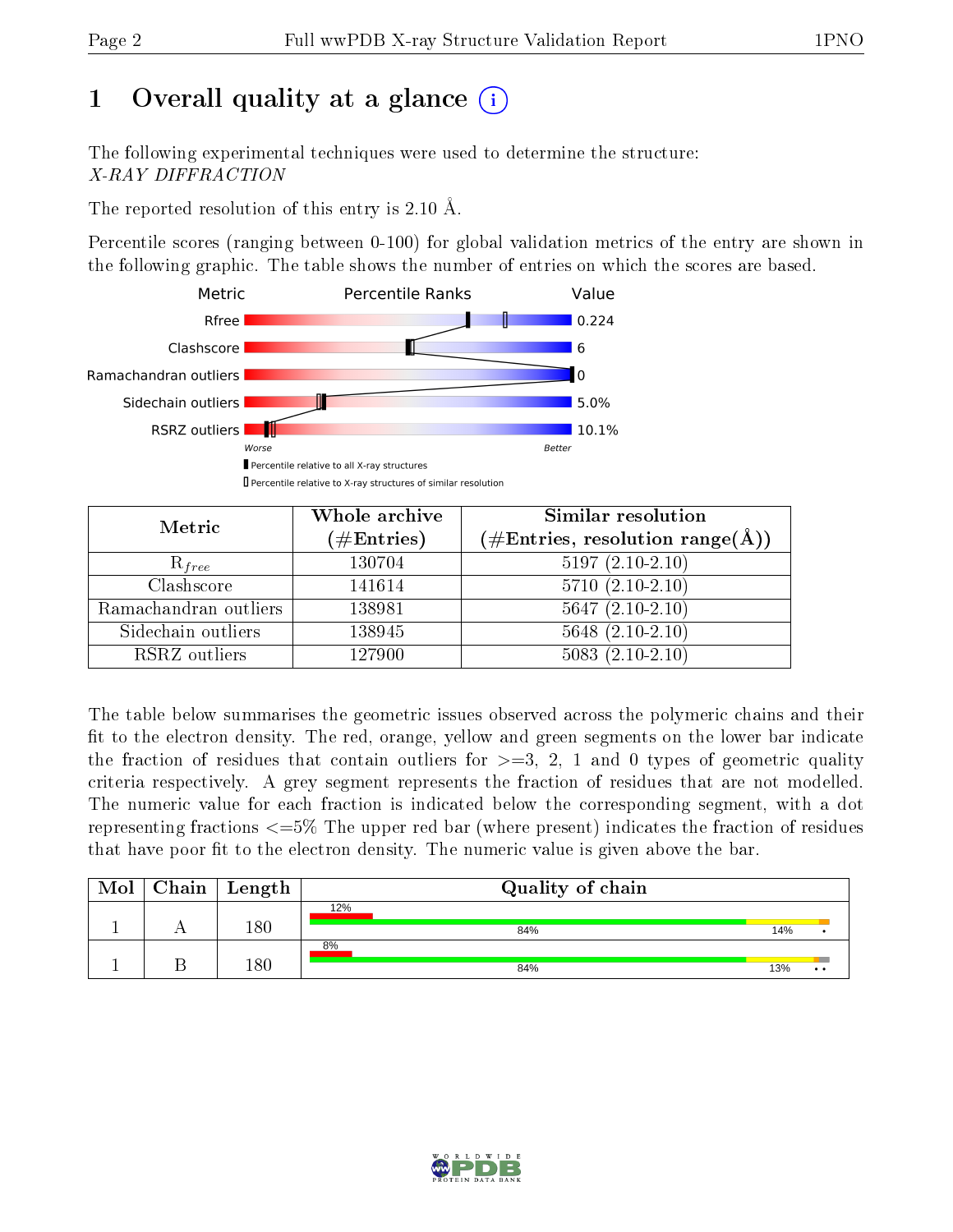# 1 Overall quality at a glance

The following experimental techniques were used to determine the structure:
*X-RAY DIFFRACTION*

The reported resolution of this entry is 2.10 Å.

Percentile scores (ranging between 0-100) for global validation metrics of the entry are shown in the following graphic. The table shows the number of entries on which the scores are based.

| Metric | Value |
|---|---|
| Rfree | 0.224 |
| Clashscore | 6 |
| Ramachandran outliers | 0 |
| Sidechain outliers | 5.0% |
| RSRZ outliers | 10.1% |

Worse — Better

Percentile relative to all X-ray structures
Percentile relative to X-ray structures of similar resolution

| Metric | Whole archive (#Entries) | Similar resolution (#Entries, resolution range(Å)) |
|---|---|---|
| $R_{free}$ | 130704 | 5197 (2.10-2.10) |
| Clashscore | 141614 | 5710 (2.10-2.10) |
| Ramachandran outliers | 138981 | 5647 (2.10-2.10) |
| Sidechain outliers | 138945 | 5648 (2.10-2.10) |
| RSRZ outliers | 127900 | 5083 (2.10-2.10) |

The table below summarises the geometric issues observed across the polymeric chains and their fit to the electron density. The red, orange, yellow and green segments on the lower bar indicate the fraction of residues that contain outliers for >=3, 2, 1 and 0 types of geometric quality criteria respectively. A grey segment represents the fraction of residues that are not modelled. The numeric value for each fraction is indicated below the corresponding segment, with a dot representing fractions <=5% The upper red bar (where present) indicates the fraction of residues that have poor fit to the electron density. The numeric value is given above the bar.

| Mol | Chain | Length | Quality of chain |
|---|---|---|---|
| 1 | A | 180 | 12% / 84% / 14% / • |
| 1 | B | 180 | 8% / 84% / 13% / • • |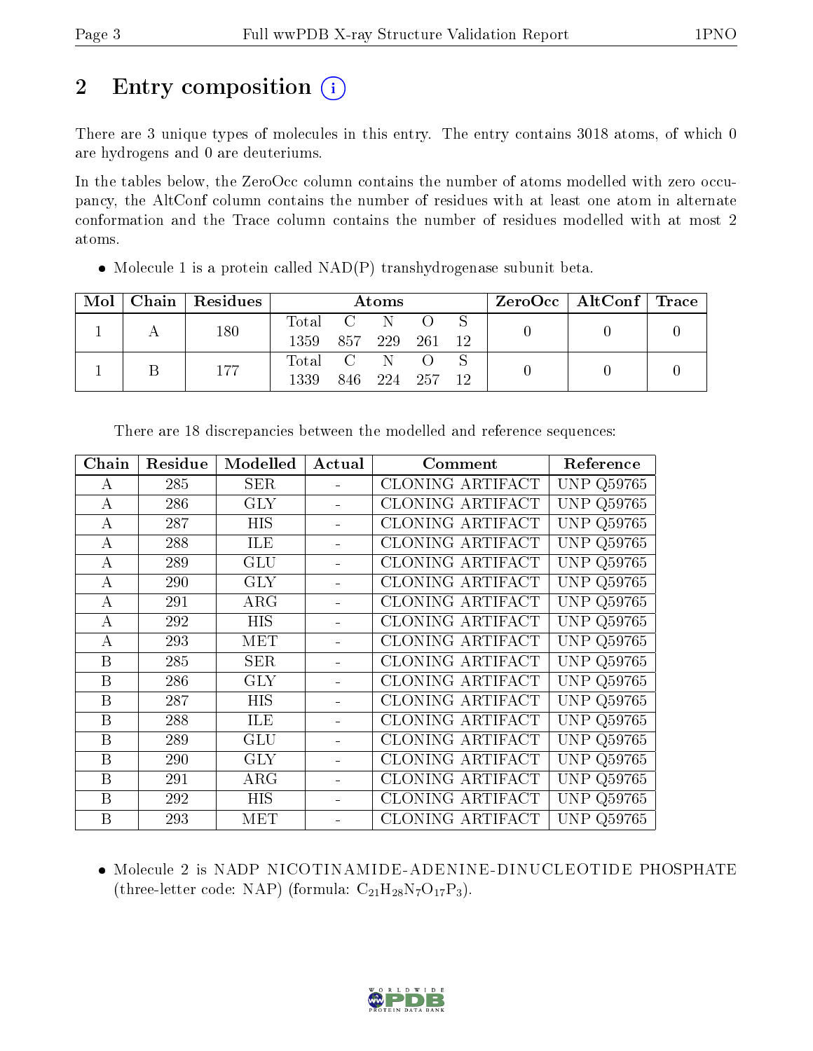# 2 Entry composition (i)

There are 3 unique types of molecules in this entry. The entry contains 3018 atoms, of which 0 are hydrogens and 0 are deuteriums.

In the tables below, the ZeroOcc column contains the number of atoms modelled with zero occupancy, the AltConf column contains the number of residues with at least one atom in alternate conformation and the Trace column contains the number of residues modelled with at most 2 atoms.

- Molecule 1 is a protein called NAD(P) transhydrogenase subunit beta.

| Mol | Chain | Residues | Atoms | | | | | ZeroOcc | AltConf | Trace |
|---|---|---|---|---|---|---|---|---|---|---|
| 1 | A | 180 | Total 1359 | C 857 | N 229 | O 261 | S 12 | 0 | 0 | 0 |
| 1 | B | 177 | Total 1339 | C 846 | N 224 | O 257 | S 12 | 0 | 0 | 0 |

There are 18 discrepancies between the modelled and reference sequences:

| Chain | Residue | Modelled | Actual | Comment | Reference |
|---|---|---|---|---|---|
| A | 285 | SER | - | CLONING ARTIFACT | UNP Q59765 |
| A | 286 | GLY | - | CLONING ARTIFACT | UNP Q59765 |
| A | 287 | HIS | - | CLONING ARTIFACT | UNP Q59765 |
| A | 288 | ILE | - | CLONING ARTIFACT | UNP Q59765 |
| A | 289 | GLU | - | CLONING ARTIFACT | UNP Q59765 |
| A | 290 | GLY | - | CLONING ARTIFACT | UNP Q59765 |
| A | 291 | ARG | - | CLONING ARTIFACT | UNP Q59765 |
| A | 292 | HIS | - | CLONING ARTIFACT | UNP Q59765 |
| A | 293 | MET | - | CLONING ARTIFACT | UNP Q59765 |
| B | 285 | SER | - | CLONING ARTIFACT | UNP Q59765 |
| B | 286 | GLY | - | CLONING ARTIFACT | UNP Q59765 |
| B | 287 | HIS | - | CLONING ARTIFACT | UNP Q59765 |
| B | 288 | ILE | - | CLONING ARTIFACT | UNP Q59765 |
| B | 289 | GLU | - | CLONING ARTIFACT | UNP Q59765 |
| B | 290 | GLY | - | CLONING ARTIFACT | UNP Q59765 |
| B | 291 | ARG | - | CLONING ARTIFACT | UNP Q59765 |
| B | 292 | HIS | - | CLONING ARTIFACT | UNP Q59765 |
| B | 293 | MET | - | CLONING ARTIFACT | UNP Q59765 |

- Molecule 2 is NADP NICOTINAMIDE-ADENINE-DINUCLEOTIDE PHOSPHATE (three-letter code: NAP) (formula: $C_{21}H_{28}N_7O_{17}P_3$).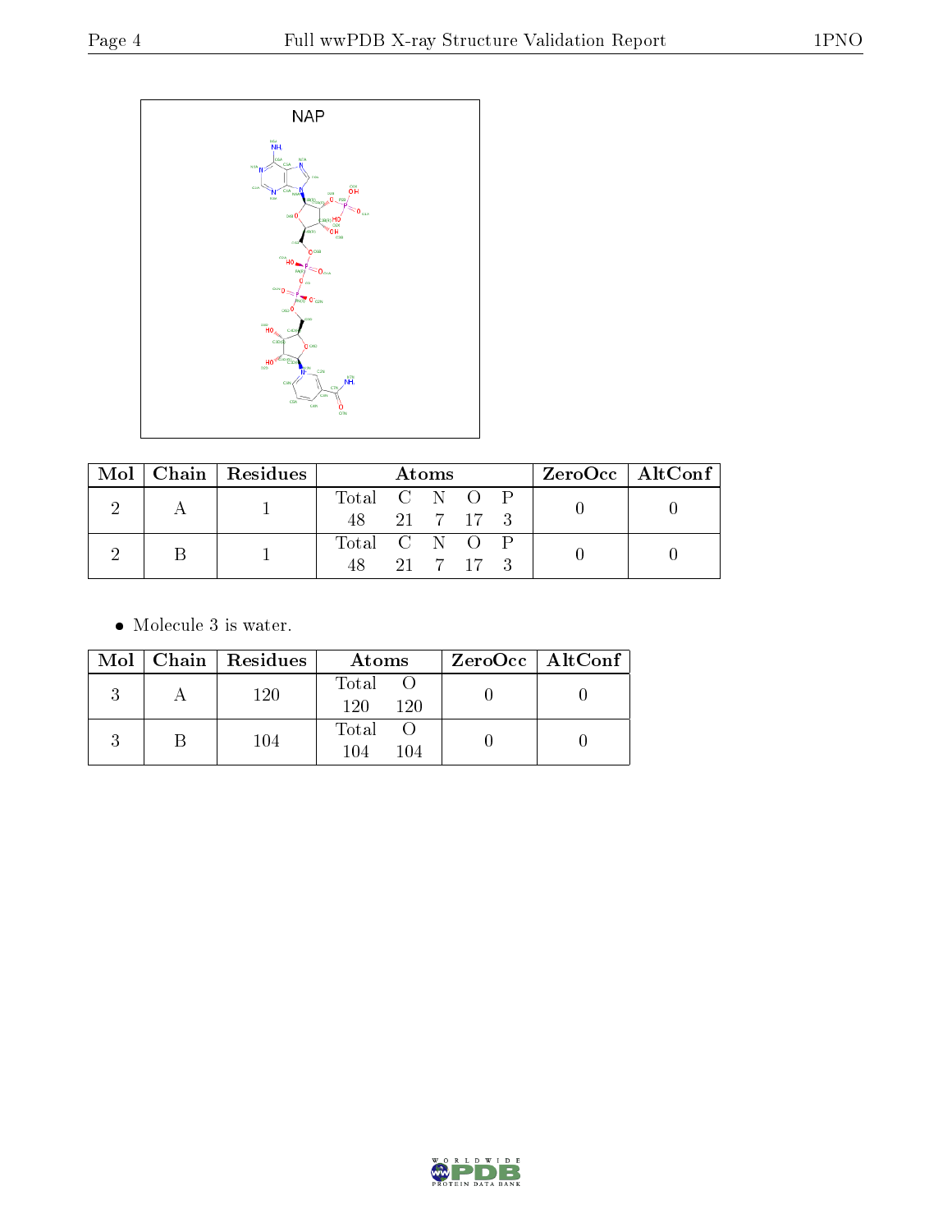NAP

| Mol | Chain | Residues | Atoms | | | | | ZeroOcc | AltConf |
|---|---|---|---|---|---|---|---|---|---|
| | | | Total | C | N | O | P | | |
| 2 | A | 1 | 48 | 21 | 7 | 17 | 3 | 0 | 0 |
| 2 | B | 1 | 48 | 21 | 7 | 17 | 3 | 0 | 0 |

- Molecule 3 is water.

| Mol | Chain | Residues | Atoms | | ZeroOcc | AltConf |
|---|---|---|---|---|---|---|
| | | | Total | O | | |
| 3 | A | 120 | 120 | 120 | 0 | 0 |
| 3 | B | 104 | 104 | 104 | 0 | 0 |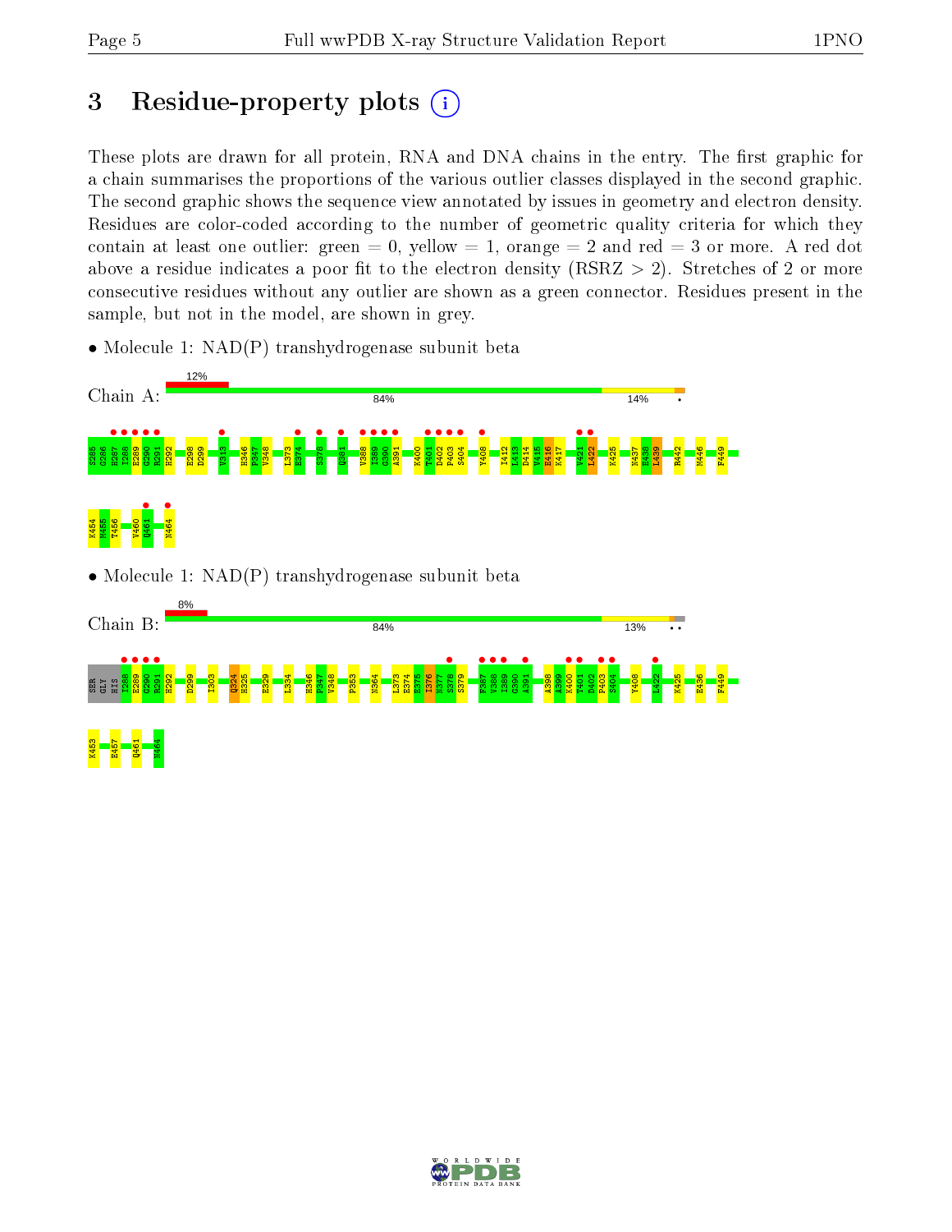# 3 Residue-property plots

These plots are drawn for all protein, RNA and DNA chains in the entry. The first graphic for a chain summarises the proportions of the various outlier classes displayed in the second graphic. The second graphic shows the sequence view annotated by issues in geometry and electron density. Residues are color-coded according to the number of geometric quality criteria for which they contain at least one outlier: green = 0, yellow = 1, orange = 2 and red = 3 or more. A red dot above a residue indicates a poor fit to the electron density (RSRZ > 2). Stretches of 2 or more consecutive residues without any outlier are shown as a green connector. Residues present in the sample, but not in the model, are shown in grey.

- Molecule 1: NAD(P) transhydrogenase subunit beta

Chain A: 12% | 84% | 14% | •

S285 G286 H287 I288 E289 G290 R291 H292 E298 D299 V313 H346 P347 V348 L373 E374 S378 Q381 V388 I389 G390 A391 K400 T401 D402 P403 S404 Y408 I412 L413 D414 V415 E416 K417 V421 L422 K425 N437 E438 L439 R442 M446 F449 K454 M455 T456 V460 Q461 N464

- Molecule 1: NAD(P) transhydrogenase subunit beta

Chain B: 8% | 84% | 13% | • •

SER GLY HIS I288 E289 G290 R291 H292 D299 I303 Q324 H325 E329 L334 H346 P347 V348 P353 N364 L373 E374 E375 I376 N377 S378 S379 F387 V388 I389 G390 A391 A398 A399 K400 T401 D402 P403 S404 Y408 L422 K425 E436 F449 K453 E457 Q461 N464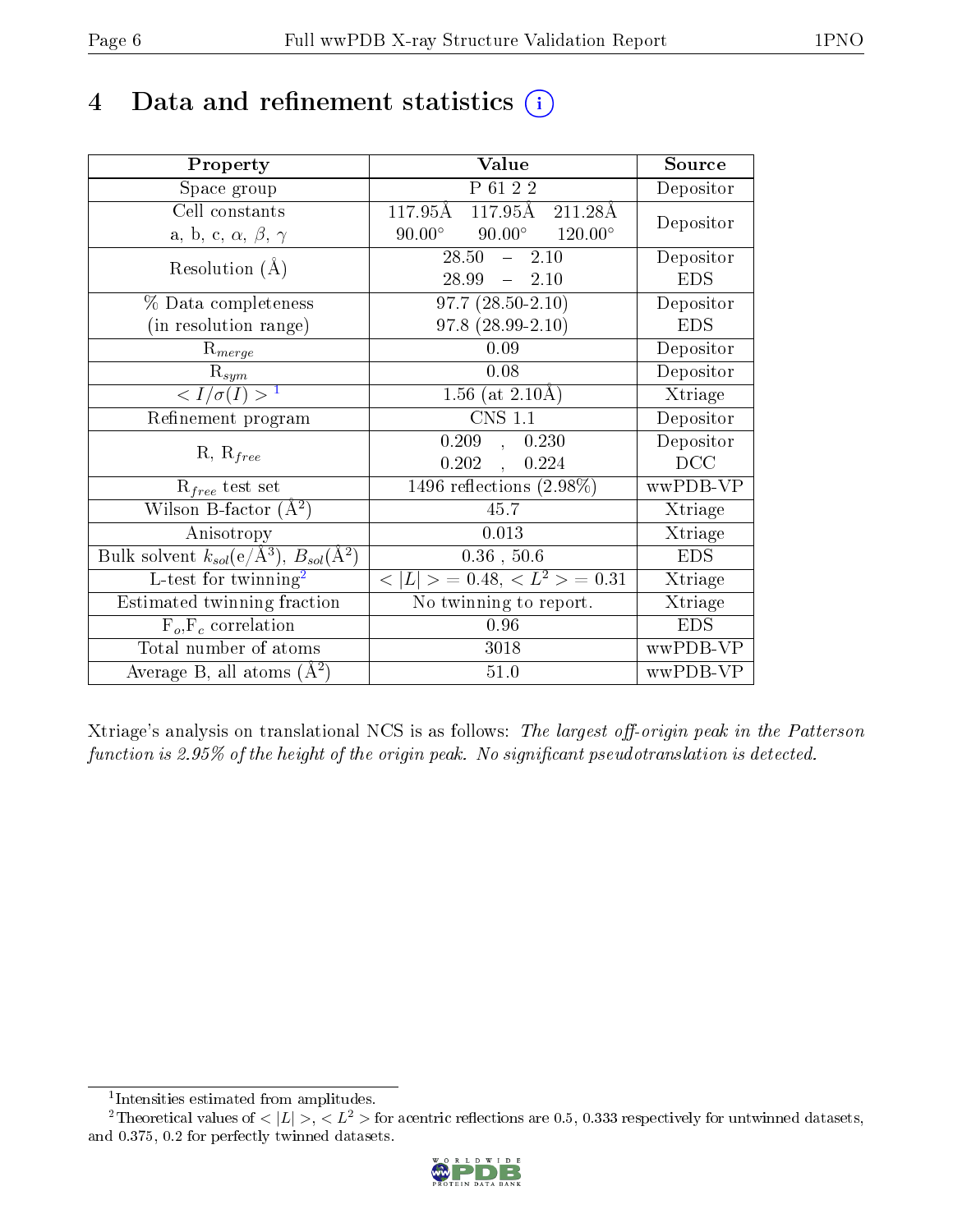# 4 Data and refinement statistics (i)

| Property | Value | Source |
|---|---|---|
| Space group | P 61 2 2 | Depositor |
| Cell constants<br>a, b, c, $\alpha$, $\beta$, $\gamma$ | 117.95Å 117.95Å 211.28Å<br>90.00° 90.00° 120.00° | Depositor |
| Resolution (Å) | 28.50 – 2.10<br>28.99 – 2.10 | Depositor<br>EDS |
| % Data completeness<br>(in resolution range) | 97.7 (28.50-2.10)<br>97.8 (28.99-2.10) | Depositor<br>EDS |
| $R_{merge}$ | 0.09 | Depositor |
| $R_{sym}$ | 0.08 | Depositor |
| $< I/\sigma(I) >$ [1] | 1.56 (at 2.10Å) | Xtriage |
| Refinement program | CNS 1.1 | Depositor |
| R, $R_{free}$ | 0.209 , 0.230<br>0.202 , 0.224 | Depositor<br>DCC |
| $R_{free}$ test set | 1496 reflections (2.98%) | wwPDB-VP |
| Wilson B-factor (Å$^2$) | 45.7 | Xtriage |
| Anisotropy | 0.013 | Xtriage |
| Bulk solvent $k_{sol}$(e/Å$^3$), $B_{sol}$(Å$^2$) | 0.36 , 50.6 | EDS |
| L-test for twinning[2] | $< \|L\| >$ = 0.48, $< L^2 >$ = 0.31 | Xtriage |
| Estimated twinning fraction | No twinning to report. | Xtriage |
| $F_o$,$F_c$ correlation | 0.96 | EDS |
| Total number of atoms | 3018 | wwPDB-VP |
| Average B, all atoms (Å$^2$) | 51.0 | wwPDB-VP |

Xtriage's analysis on translational NCS is as follows: *The largest off-origin peak in the Patterson function is 2.95% of the height of the origin peak. No significant pseudotranslation is detected.*

[1] Intensities estimated from amplitudes.

[2] Theoretical values of $< |L| >$, $< L^2 >$ for acentric reflections are 0.5, 0.333 respectively for untwinned datasets, and 0.375, 0.2 for perfectly twinned datasets.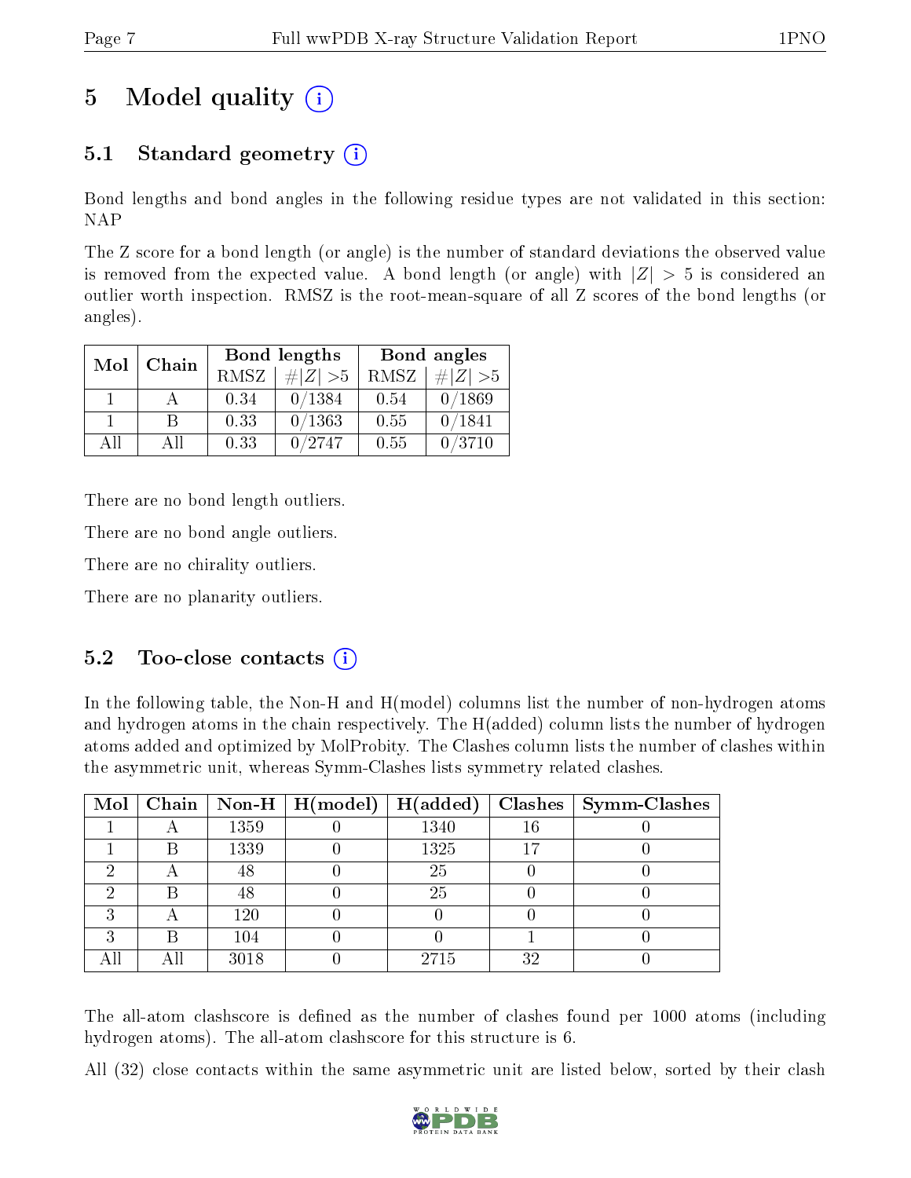# 5 Model quality (i)

## 5.1 Standard geometry (i)

Bond lengths and bond angles in the following residue types are not validated in this section: NAP

The Z score for a bond length (or angle) is the number of standard deviations the observed value is removed from the expected value. A bond length (or angle) with $|Z| > 5$ is considered an outlier worth inspection. RMSZ is the root-mean-square of all Z scores of the bond lengths (or angles).

| Mol | Chain | Bond lengths | | Bond angles | |
|---|---|---|---|---|---|
| | | RMSZ | #$\|Z\|$ >5 | RMSZ | #$\|Z\|$ >5 |
| 1 | A | 0.34 | 0/1384 | 0.54 | 0/1869 |
| 1 | B | 0.33 | 0/1363 | 0.55 | 0/1841 |
| All | All | 0.33 | 0/2747 | 0.55 | 0/3710 |

There are no bond length outliers.

There are no bond angle outliers.

There are no chirality outliers.

There are no planarity outliers.

## 5.2 Too-close contacts (i)

In the following table, the Non-H and H(model) columns list the number of non-hydrogen atoms and hydrogen atoms in the chain respectively. The H(added) column lists the number of hydrogen atoms added and optimized by MolProbity. The Clashes column lists the number of clashes within the asymmetric unit, whereas Symm-Clashes lists symmetry related clashes.

| Mol | Chain | Non-H | H(model) | H(added) | Clashes | Symm-Clashes |
|---|---|---|---|---|---|---|
| 1 | A | 1359 | 0 | 1340 | 16 | 0 |
| 1 | B | 1339 | 0 | 1325 | 17 | 0 |
| 2 | A | 48 | 0 | 25 | 0 | 0 |
| 2 | B | 48 | 0 | 25 | 0 | 0 |
| 3 | A | 120 | 0 | 0 | 0 | 0 |
| 3 | B | 104 | 0 | 0 | 1 | 0 |
| All | All | 3018 | 0 | 2715 | 32 | 0 |

The all-atom clashscore is defined as the number of clashes found per 1000 atoms (including hydrogen atoms). The all-atom clashscore for this structure is 6.

All (32) close contacts within the same asymmetric unit are listed below, sorted by their clash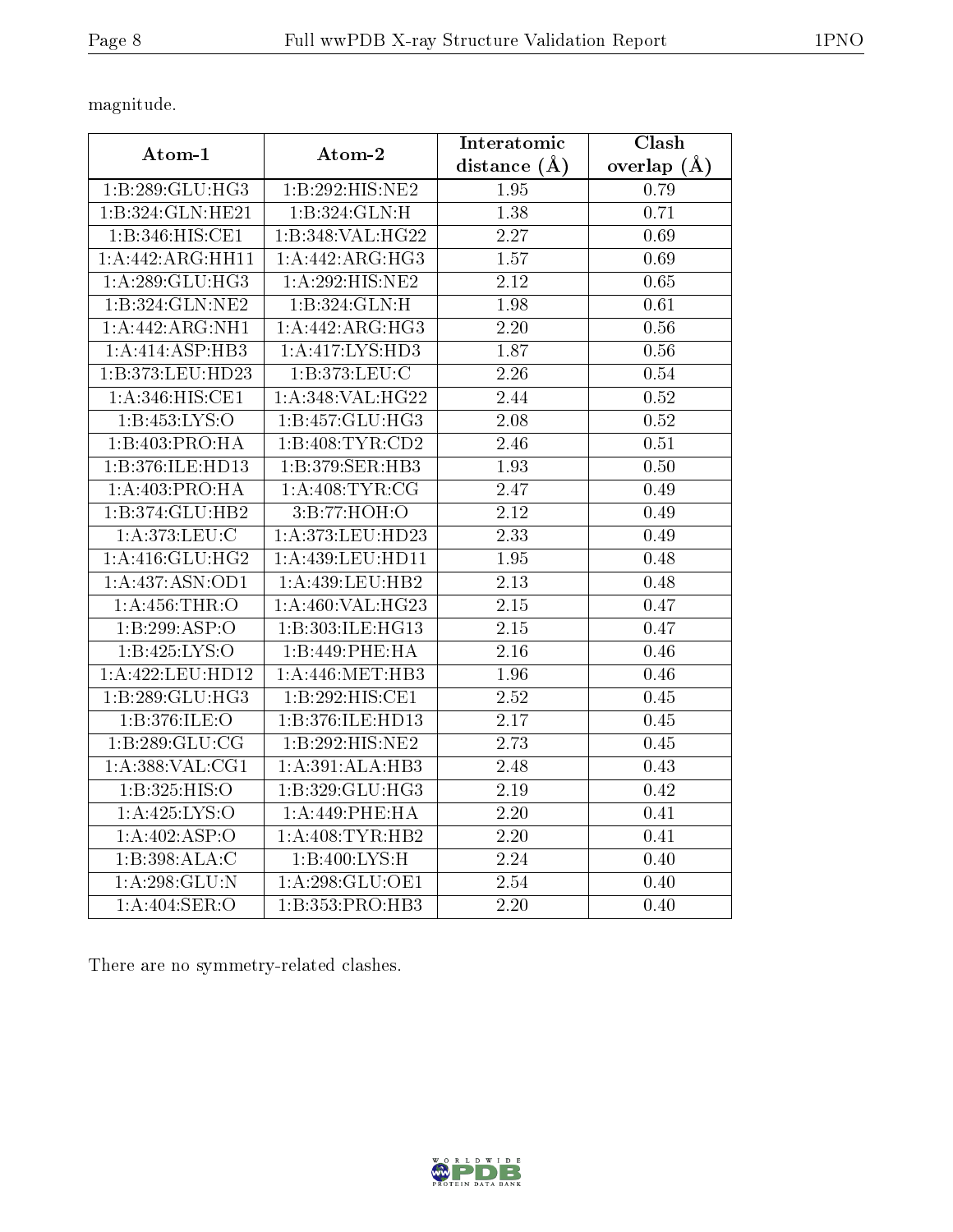magnitude.

| Atom-1 | Atom-2 | Interatomic distance (Å) | Clash overlap (Å) |
| --- | --- | --- | --- |
| 1:B:289:GLU:HG3 | 1:B:292:HIS:NE2 | 1.95 | 0.79 |
| 1:B:324:GLN:HE21 | 1:B:324:GLN:H | 1.38 | 0.71 |
| 1:B:346:HIS:CE1 | 1:B:348:VAL:HG22 | 2.27 | 0.69 |
| 1:A:442:ARG:HH11 | 1:A:442:ARG:HG3 | 1.57 | 0.69 |
| 1:A:289:GLU:HG3 | 1:A:292:HIS:NE2 | 2.12 | 0.65 |
| 1:B:324:GLN:NE2 | 1:B:324:GLN:H | 1.98 | 0.61 |
| 1:A:442:ARG:NH1 | 1:A:442:ARG:HG3 | 2.20 | 0.56 |
| 1:A:414:ASP:HB3 | 1:A:417:LYS:HD3 | 1.87 | 0.56 |
| 1:B:373:LEU:HD23 | 1:B:373:LEU:C | 2.26 | 0.54 |
| 1:A:346:HIS:CE1 | 1:A:348:VAL:HG22 | 2.44 | 0.52 |
| 1:B:453:LYS:O | 1:B:457:GLU:HG3 | 2.08 | 0.52 |
| 1:B:403:PRO:HA | 1:B:408:TYR:CD2 | 2.46 | 0.51 |
| 1:B:376:ILE:HD13 | 1:B:379:SER:HB3 | 1.93 | 0.50 |
| 1:A:403:PRO:HA | 1:A:408:TYR:CG | 2.47 | 0.49 |
| 1:B:374:GLU:HB2 | 3:B:77:HOH:O | 2.12 | 0.49 |
| 1:A:373:LEU:C | 1:A:373:LEU:HD23 | 2.33 | 0.49 |
| 1:A:416:GLU:HG2 | 1:A:439:LEU:HD11 | 1.95 | 0.48 |
| 1:A:437:ASN:OD1 | 1:A:439:LEU:HB2 | 2.13 | 0.48 |
| 1:A:456:THR:O | 1:A:460:VAL:HG23 | 2.15 | 0.47 |
| 1:B:299:ASP:O | 1:B:303:ILE:HG13 | 2.15 | 0.47 |
| 1:B:425:LYS:O | 1:B:449:PHE:HA | 2.16 | 0.46 |
| 1:A:422:LEU:HD12 | 1:A:446:MET:HB3 | 1.96 | 0.46 |
| 1:B:289:GLU:HG3 | 1:B:292:HIS:CE1 | 2.52 | 0.45 |
| 1:B:376:ILE:O | 1:B:376:ILE:HD13 | 2.17 | 0.45 |
| 1:B:289:GLU:CG | 1:B:292:HIS:NE2 | 2.73 | 0.45 |
| 1:A:388:VAL:CG1 | 1:A:391:ALA:HB3 | 2.48 | 0.43 |
| 1:B:325:HIS:O | 1:B:329:GLU:HG3 | 2.19 | 0.42 |
| 1:A:425:LYS:O | 1:A:449:PHE:HA | 2.20 | 0.41 |
| 1:A:402:ASP:O | 1:A:408:TYR:HB2 | 2.20 | 0.41 |
| 1:B:398:ALA:C | 1:B:400:LYS:H | 2.24 | 0.40 |
| 1:A:298:GLU:N | 1:A:298:GLU:OE1 | 2.54 | 0.40 |
| 1:A:404:SER:O | 1:B:353:PRO:HB3 | 2.20 | 0.40 |

There are no symmetry-related clashes.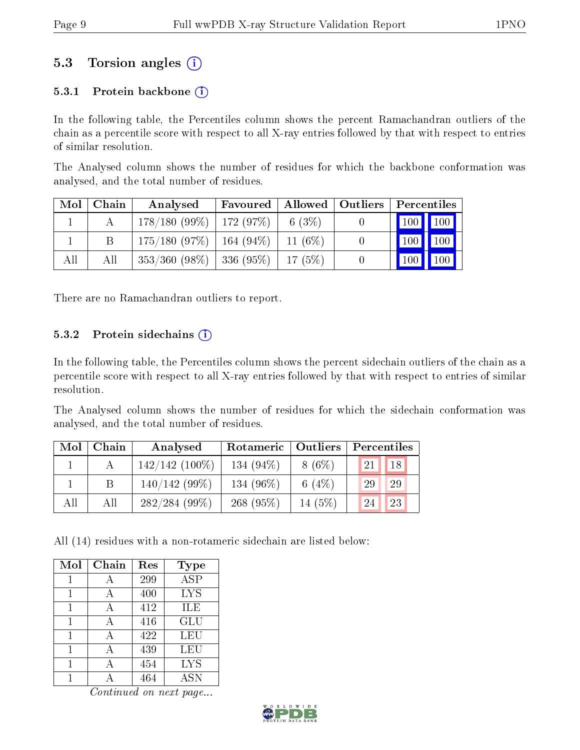## 5.3 Torsion angles

### 5.3.1 Protein backbone

In the following table, the Percentiles column shows the percent Ramachandran outliers of the chain as a percentile score with respect to all X-ray entries followed by that with respect to entries of similar resolution.

The Analysed column shows the number of residues for which the backbone conformation was analysed, and the total number of residues.

| Mol | Chain | Analysed | Favoured | Allowed | Outliers | Percentiles | |
|---|---|---|---|---|---|---|---|
| 1 | A | 178/180 (99%) | 172 (97%) | 6 (3%) | 0 | 100 | 100 |
| 1 | B | 175/180 (97%) | 164 (94%) | 11 (6%) | 0 | 100 | 100 |
| All | All | 353/360 (98%) | 336 (95%) | 17 (5%) | 0 | 100 | 100 |

There are no Ramachandran outliers to report.

### 5.3.2 Protein sidechains

In the following table, the Percentiles column shows the percent sidechain outliers of the chain as a percentile score with respect to all X-ray entries followed by that with respect to entries of similar resolution.

The Analysed column shows the number of residues for which the sidechain conformation was analysed, and the total number of residues.

| Mol | Chain | Analysed | Rotameric | Outliers | Percentiles | |
|---|---|---|---|---|---|---|
| 1 | A | 142/142 (100%) | 134 (94%) | 8 (6%) | 21 | 18 |
| 1 | B | 140/142 (99%) | 134 (96%) | 6 (4%) | 29 | 29 |
| All | All | 282/284 (99%) | 268 (95%) | 14 (5%) | 24 | 23 |

All (14) residues with a non-rotameric sidechain are listed below:

| Mol | Chain | Res | Type |
|---|---|---|---|
| 1 | A | 299 | ASP |
| 1 | A | 400 | LYS |
| 1 | A | 412 | ILE |
| 1 | A | 416 | GLU |
| 1 | A | 422 | LEU |
| 1 | A | 439 | LEU |
| 1 | A | 454 | LYS |
| 1 | A | 464 | ASN |

*Continued on next page...*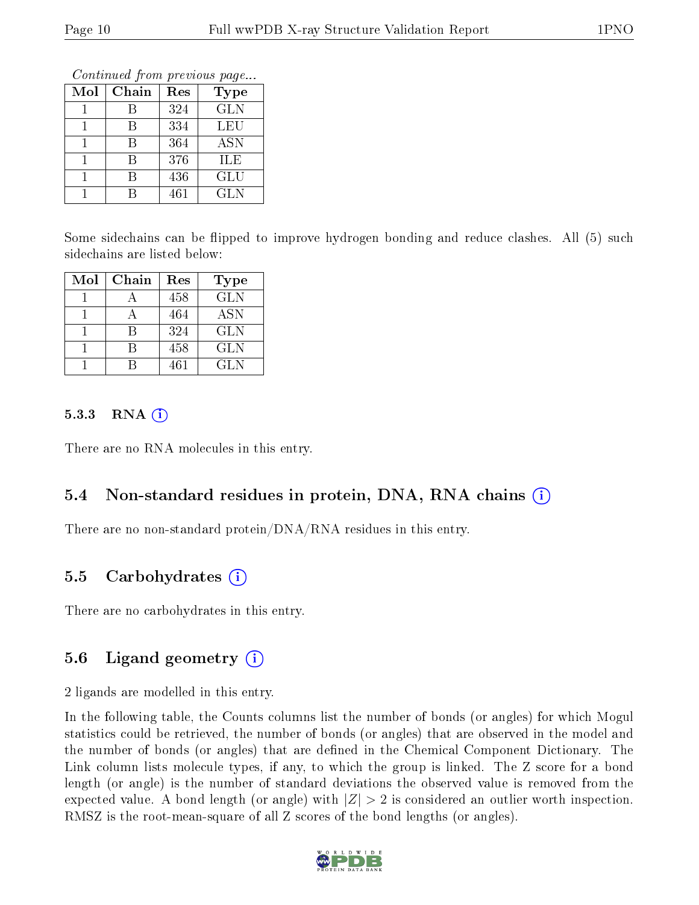*Continued from previous page...*

| Mol | Chain | Res | Type |
|---|---|---|---|
| 1 | B | 324 | GLN |
| 1 | B | 334 | LEU |
| 1 | B | 364 | ASN |
| 1 | B | 376 | ILE |
| 1 | B | 436 | GLU |
| 1 | B | 461 | GLN |

Some sidechains can be flipped to improve hydrogen bonding and reduce clashes. All (5) such sidechains are listed below:

| Mol | Chain | Res | Type |
|---|---|---|---|
| 1 | A | 458 | GLN |
| 1 | A | 464 | ASN |
| 1 | B | 324 | GLN |
| 1 | B | 458 | GLN |
| 1 | B | 461 | GLN |

#### 5.3.3 RNA (i)

There are no RNA molecules in this entry.

### 5.4 Non-standard residues in protein, DNA, RNA chains (i)

There are no non-standard protein/DNA/RNA residues in this entry.

### 5.5 Carbohydrates (i)

There are no carbohydrates in this entry.

### 5.6 Ligand geometry (i)

2 ligands are modelled in this entry.

In the following table, the Counts columns list the number of bonds (or angles) for which Mogul statistics could be retrieved, the number of bonds (or angles) that are observed in the model and the number of bonds (or angles) that are defined in the Chemical Component Dictionary. The Link column lists molecule types, if any, to which the group is linked. The Z score for a bond length (or angle) is the number of standard deviations the observed value is removed from the expected value. A bond length (or angle) with $|Z| > 2$ is considered an outlier worth inspection. RMSZ is the root-mean-square of all Z scores of the bond lengths (or angles).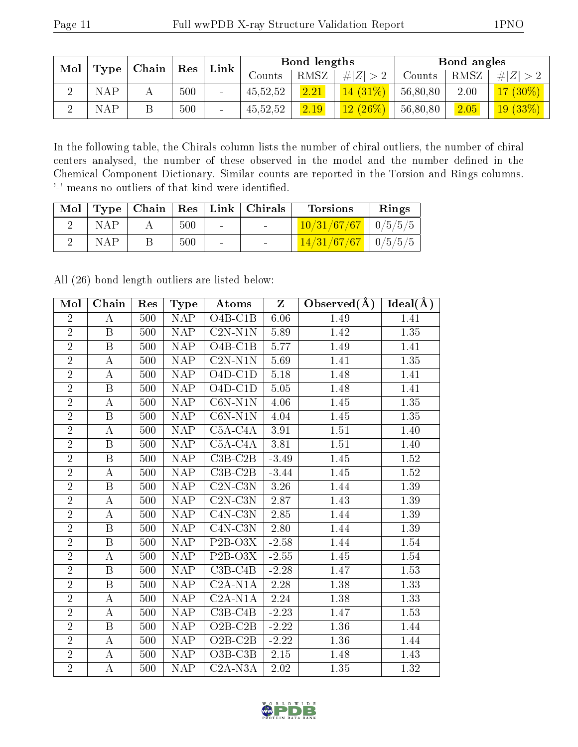| Mol | Type | Chain | Res | Link | Bond lengths | | | Bond angles | | |
|---|---|---|---|---|---|---|---|---|---|---|
| | | | | | Counts | RMSZ | #\|Z\| > 2 | Counts | RMSZ | #\|Z\| > 2 |
| 2 | NAP | A | 500 | - | 45,52,52 | 2.21 | 14 (31%) | 56,80,80 | 2.00 | 17 (30%) |
| 2 | NAP | B | 500 | - | 45,52,52 | 2.19 | 12 (26%) | 56,80,80 | 2.05 | 19 (33%) |

In the following table, the Chirals column lists the number of chiral outliers, the number of chiral centers analysed, the number of these observed in the model and the number defined in the Chemical Component Dictionary. Similar counts are reported in the Torsion and Rings columns. '-' means no outliers of that kind were identified.

| Mol | Type | Chain | Res | Link | Chirals | Torsions | Rings |
|---|---|---|---|---|---|---|---|
| 2 | NAP | A | 500 | - | - | 10/31/67/67 | 0/5/5/5 |
| 2 | NAP | B | 500 | - | - | 14/31/67/67 | 0/5/5/5 |

All (26) bond length outliers are listed below:

| Mol | Chain | Res | Type | Atoms | Z | Observed(Å) | Ideal(Å) |
|---|---|---|---|---|---|---|---|
| 2 | A | 500 | NAP | O4B-C1B | 6.06 | 1.49 | 1.41 |
| 2 | B | 500 | NAP | C2N-N1N | 5.89 | 1.42 | 1.35 |
| 2 | B | 500 | NAP | O4B-C1B | 5.77 | 1.49 | 1.41 |
| 2 | A | 500 | NAP | C2N-N1N | 5.69 | 1.41 | 1.35 |
| 2 | A | 500 | NAP | O4D-C1D | 5.18 | 1.48 | 1.41 |
| 2 | B | 500 | NAP | O4D-C1D | 5.05 | 1.48 | 1.41 |
| 2 | A | 500 | NAP | C6N-N1N | 4.06 | 1.45 | 1.35 |
| 2 | B | 500 | NAP | C6N-N1N | 4.04 | 1.45 | 1.35 |
| 2 | A | 500 | NAP | C5A-C4A | 3.91 | 1.51 | 1.40 |
| 2 | B | 500 | NAP | C5A-C4A | 3.81 | 1.51 | 1.40 |
| 2 | B | 500 | NAP | C3B-C2B | -3.49 | 1.45 | 1.52 |
| 2 | A | 500 | NAP | C3B-C2B | -3.44 | 1.45 | 1.52 |
| 2 | B | 500 | NAP | C2N-C3N | 3.26 | 1.44 | 1.39 |
| 2 | A | 500 | NAP | C2N-C3N | 2.87 | 1.43 | 1.39 |
| 2 | A | 500 | NAP | C4N-C3N | 2.85 | 1.44 | 1.39 |
| 2 | B | 500 | NAP | C4N-C3N | 2.80 | 1.44 | 1.39 |
| 2 | B | 500 | NAP | P2B-O3X | -2.58 | 1.44 | 1.54 |
| 2 | A | 500 | NAP | P2B-O3X | -2.55 | 1.45 | 1.54 |
| 2 | B | 500 | NAP | C3B-C4B | -2.28 | 1.47 | 1.53 |
| 2 | B | 500 | NAP | C2A-N1A | 2.28 | 1.38 | 1.33 |
| 2 | A | 500 | NAP | C2A-N1A | 2.24 | 1.38 | 1.33 |
| 2 | A | 500 | NAP | C3B-C4B | -2.23 | 1.47 | 1.53 |
| 2 | B | 500 | NAP | O2B-C2B | -2.22 | 1.36 | 1.44 |
| 2 | A | 500 | NAP | O2B-C2B | -2.22 | 1.36 | 1.44 |
| 2 | A | 500 | NAP | O3B-C3B | 2.15 | 1.48 | 1.43 |
| 2 | A | 500 | NAP | C2A-N3A | 2.02 | 1.35 | 1.32 |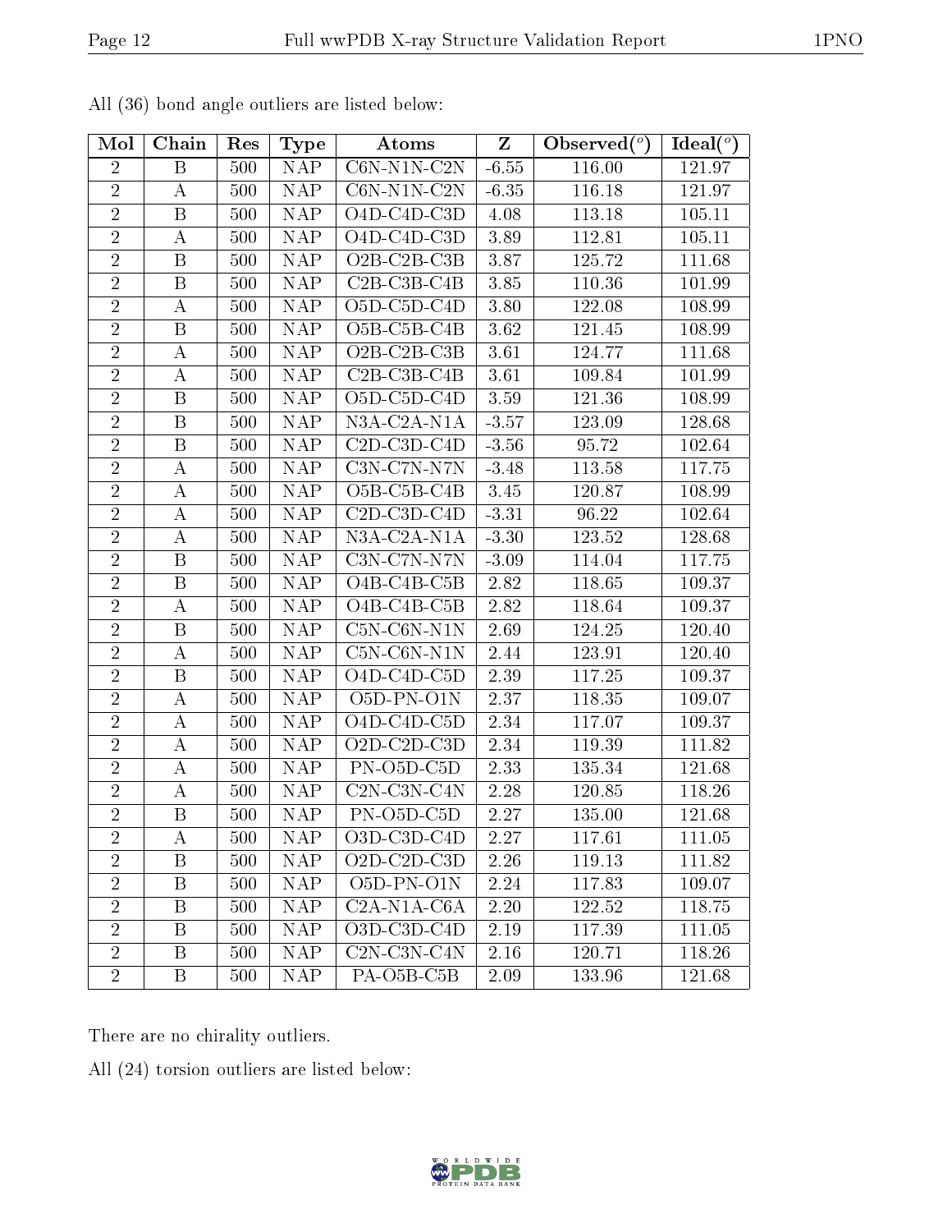All (36) bond angle outliers are listed below:

| Mol | Chain | Res | Type | Atoms | Z | Observed(°) | Ideal(°) |
|---|---|---|---|---|---|---|---|
| 2 | B | 500 | NAP | C6N-N1N-C2N | -6.55 | 116.00 | 121.97 |
| 2 | A | 500 | NAP | C6N-N1N-C2N | -6.35 | 116.18 | 121.97 |
| 2 | B | 500 | NAP | O4D-C4D-C3D | 4.08 | 113.18 | 105.11 |
| 2 | A | 500 | NAP | O4D-C4D-C3D | 3.89 | 112.81 | 105.11 |
| 2 | B | 500 | NAP | O2B-C2B-C3B | 3.87 | 125.72 | 111.68 |
| 2 | B | 500 | NAP | C2B-C3B-C4B | 3.85 | 110.36 | 101.99 |
| 2 | A | 500 | NAP | O5D-C5D-C4D | 3.80 | 122.08 | 108.99 |
| 2 | B | 500 | NAP | O5B-C5B-C4B | 3.62 | 121.45 | 108.99 |
| 2 | A | 500 | NAP | O2B-C2B-C3B | 3.61 | 124.77 | 111.68 |
| 2 | A | 500 | NAP | C2B-C3B-C4B | 3.61 | 109.84 | 101.99 |
| 2 | B | 500 | NAP | O5D-C5D-C4D | 3.59 | 121.36 | 108.99 |
| 2 | B | 500 | NAP | N3A-C2A-N1A | -3.57 | 123.09 | 128.68 |
| 2 | B | 500 | NAP | C2D-C3D-C4D | -3.56 | 95.72 | 102.64 |
| 2 | A | 500 | NAP | C3N-C7N-N7N | -3.48 | 113.58 | 117.75 |
| 2 | A | 500 | NAP | O5B-C5B-C4B | 3.45 | 120.87 | 108.99 |
| 2 | A | 500 | NAP | C2D-C3D-C4D | -3.31 | 96.22 | 102.64 |
| 2 | A | 500 | NAP | N3A-C2A-N1A | -3.30 | 123.52 | 128.68 |
| 2 | B | 500 | NAP | C3N-C7N-N7N | -3.09 | 114.04 | 117.75 |
| 2 | B | 500 | NAP | O4B-C4B-C5B | 2.82 | 118.65 | 109.37 |
| 2 | A | 500 | NAP | O4B-C4B-C5B | 2.82 | 118.64 | 109.37 |
| 2 | B | 500 | NAP | C5N-C6N-N1N | 2.69 | 124.25 | 120.40 |
| 2 | A | 500 | NAP | C5N-C6N-N1N | 2.44 | 123.91 | 120.40 |
| 2 | B | 500 | NAP | O4D-C4D-C5D | 2.39 | 117.25 | 109.37 |
| 2 | A | 500 | NAP | O5D-PN-O1N | 2.37 | 118.35 | 109.07 |
| 2 | A | 500 | NAP | O4D-C4D-C5D | 2.34 | 117.07 | 109.37 |
| 2 | A | 500 | NAP | O2D-C2D-C3D | 2.34 | 119.39 | 111.82 |
| 2 | A | 500 | NAP | PN-O5D-C5D | 2.33 | 135.34 | 121.68 |
| 2 | A | 500 | NAP | C2N-C3N-C4N | 2.28 | 120.85 | 118.26 |
| 2 | B | 500 | NAP | PN-O5D-C5D | 2.27 | 135.00 | 121.68 |
| 2 | A | 500 | NAP | O3D-C3D-C4D | 2.27 | 117.61 | 111.05 |
| 2 | B | 500 | NAP | O2D-C2D-C3D | 2.26 | 119.13 | 111.82 |
| 2 | B | 500 | NAP | O5D-PN-O1N | 2.24 | 117.83 | 109.07 |
| 2 | B | 500 | NAP | C2A-N1A-C6A | 2.20 | 122.52 | 118.75 |
| 2 | B | 500 | NAP | O3D-C3D-C4D | 2.19 | 117.39 | 111.05 |
| 2 | B | 500 | NAP | C2N-C3N-C4N | 2.16 | 120.71 | 118.26 |
| 2 | B | 500 | NAP | PA-O5B-C5B | 2.09 | 133.96 | 121.68 |

There are no chirality outliers.

All (24) torsion outliers are listed below: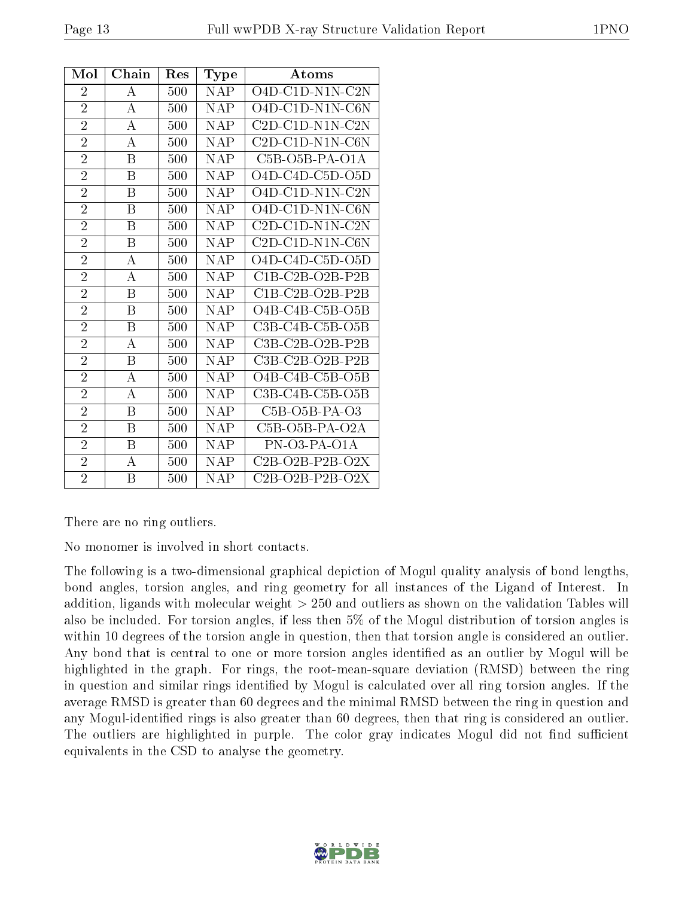| Mol | Chain | Res | Type | Atoms |
|---|---|---|---|---|
| 2 | A | 500 | NAP | O4D-C1D-N1N-C2N |
| 2 | A | 500 | NAP | O4D-C1D-N1N-C6N |
| 2 | A | 500 | NAP | C2D-C1D-N1N-C2N |
| 2 | A | 500 | NAP | C2D-C1D-N1N-C6N |
| 2 | B | 500 | NAP | C5B-O5B-PA-O1A |
| 2 | B | 500 | NAP | O4D-C4D-C5D-O5D |
| 2 | B | 500 | NAP | O4D-C1D-N1N-C2N |
| 2 | B | 500 | NAP | O4D-C1D-N1N-C6N |
| 2 | B | 500 | NAP | C2D-C1D-N1N-C2N |
| 2 | B | 500 | NAP | C2D-C1D-N1N-C6N |
| 2 | A | 500 | NAP | O4D-C4D-C5D-O5D |
| 2 | A | 500 | NAP | C1B-C2B-O2B-P2B |
| 2 | B | 500 | NAP | C1B-C2B-O2B-P2B |
| 2 | B | 500 | NAP | O4B-C4B-C5B-O5B |
| 2 | B | 500 | NAP | C3B-C4B-C5B-O5B |
| 2 | A | 500 | NAP | C3B-C2B-O2B-P2B |
| 2 | B | 500 | NAP | C3B-C2B-O2B-P2B |
| 2 | A | 500 | NAP | O4B-C4B-C5B-O5B |
| 2 | A | 500 | NAP | C3B-C4B-C5B-O5B |
| 2 | B | 500 | NAP | C5B-O5B-PA-O3 |
| 2 | B | 500 | NAP | C5B-O5B-PA-O2A |
| 2 | B | 500 | NAP | PN-O3-PA-O1A |
| 2 | A | 500 | NAP | C2B-O2B-P2B-O2X |
| 2 | B | 500 | NAP | C2B-O2B-P2B-O2X |

There are no ring outliers.

No monomer is involved in short contacts.

The following is a two-dimensional graphical depiction of Mogul quality analysis of bond lengths, bond angles, torsion angles, and ring geometry for all instances of the Ligand of Interest. In addition, ligands with molecular weight > 250 and outliers as shown on the validation Tables will also be included. For torsion angles, if less then 5% of the Mogul distribution of torsion angles is within 10 degrees of the torsion angle in question, then that torsion angle is considered an outlier. Any bond that is central to one or more torsion angles identified as an outlier by Mogul will be highlighted in the graph. For rings, the root-mean-square deviation (RMSD) between the ring in question and similar rings identified by Mogul is calculated over all ring torsion angles. If the average RMSD is greater than 60 degrees and the minimal RMSD between the ring in question and any Mogul-identified rings is also greater than 60 degrees, then that ring is considered an outlier. The outliers are highlighted in purple. The color gray indicates Mogul did not find sufficient equivalents in the CSD to analyse the geometry.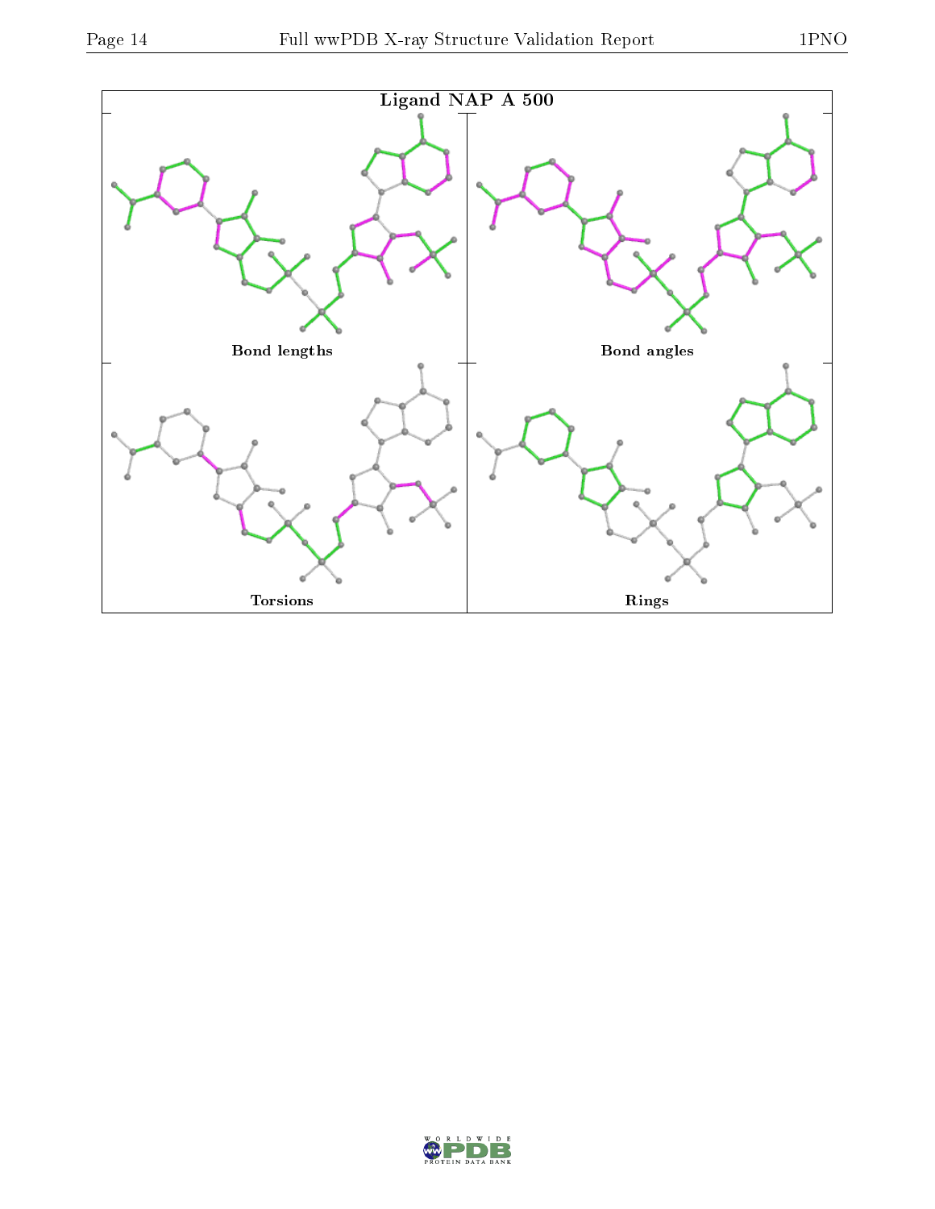Ligand NAP A 500

Bond lengths

Bond angles

Torsions

Rings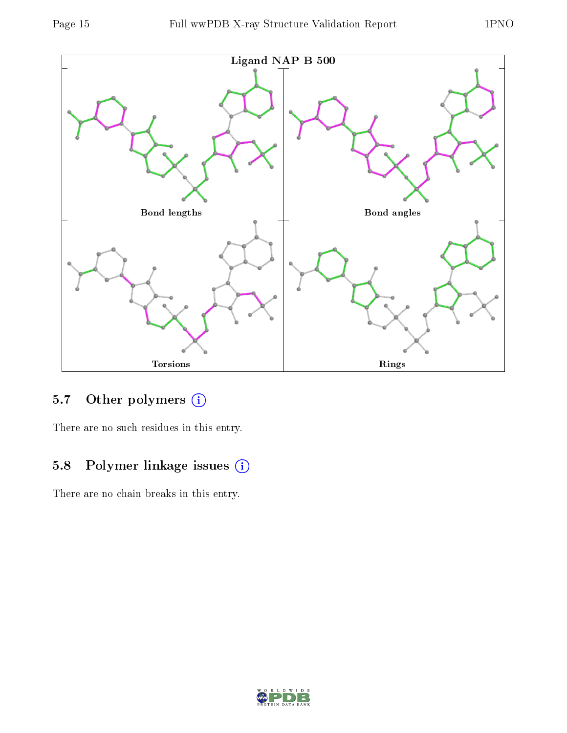Ligand NAP B 500

Bond lengths

Bond angles

Torsions

Rings

## 5.7 Other polymers

There are no such residues in this entry.

## 5.8 Polymer linkage issues

There are no chain breaks in this entry.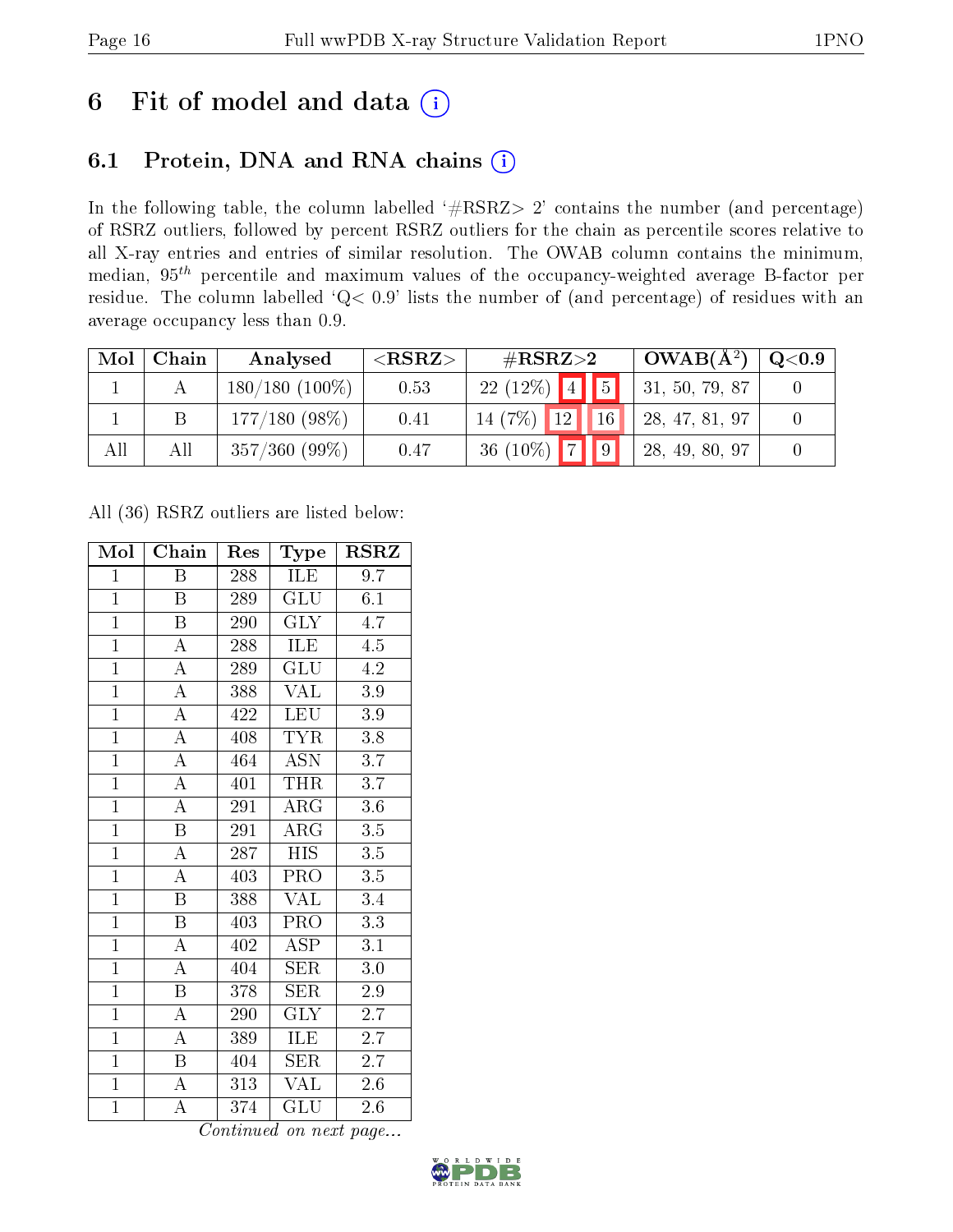# 6 Fit of model and data (i)

## 6.1 Protein, DNA and RNA chains (i)

In the following table, the column labelled '#RSRZ> 2' contains the number (and percentage) of RSRZ outliers, followed by percent RSRZ outliers for the chain as percentile scores relative to all X-ray entries and entries of similar resolution. The OWAB column contains the minimum, median, $95^{th}$ percentile and maximum values of the occupancy-weighted average B-factor per residue. The column labelled 'Q< 0.9' lists the number of (and percentage) of residues with an average occupancy less than 0.9.

| Mol | Chain | Analysed | <RSRZ> | #RSRZ>2 | | | OWAB(Å$^2$) | Q<0.9 |
|---|---|---|---|---|---|---|---|---|
| 1 | A | 180/180 (100%) | 0.53 | 22 (12%) | 4 | 5 | 31, 50, 79, 87 | 0 |
| 1 | B | 177/180 (98%) | 0.41 | 14 (7%) | 12 | 16 | 28, 47, 81, 97 | 0 |
| All | All | 357/360 (99%) | 0.47 | 36 (10%) | 7 | 9 | 28, 49, 80, 97 | 0 |

All (36) RSRZ outliers are listed below:

| Mol | Chain | Res | Type | RSRZ |
|---|---|---|---|---|
| 1 | B | 288 | ILE | 9.7 |
| 1 | B | 289 | GLU | 6.1 |
| 1 | B | 290 | GLY | 4.7 |
| 1 | A | 288 | ILE | 4.5 |
| 1 | A | 289 | GLU | 4.2 |
| 1 | A | 388 | VAL | 3.9 |
| 1 | A | 422 | LEU | 3.9 |
| 1 | A | 408 | TYR | 3.8 |
| 1 | A | 464 | ASN | 3.7 |
| 1 | A | 401 | THR | 3.7 |
| 1 | A | 291 | ARG | 3.6 |
| 1 | B | 291 | ARG | 3.5 |
| 1 | A | 287 | HIS | 3.5 |
| 1 | A | 403 | PRO | 3.5 |
| 1 | B | 388 | VAL | 3.4 |
| 1 | B | 403 | PRO | 3.3 |
| 1 | A | 402 | ASP | 3.1 |
| 1 | A | 404 | SER | 3.0 |
| 1 | B | 378 | SER | 2.9 |
| 1 | A | 290 | GLY | 2.7 |
| 1 | A | 389 | ILE | 2.7 |
| 1 | B | 404 | SER | 2.7 |
| 1 | A | 313 | VAL | 2.6 |
| 1 | A | 374 | GLU | 2.6 |

*Continued on next page...*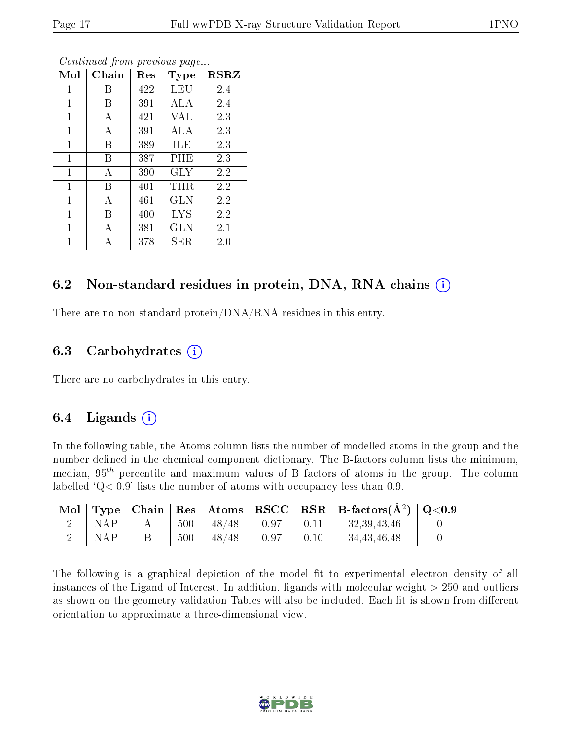*Continued from previous page...*

| Mol | Chain | Res | Type | RSRZ |
|---|---|---|---|---|
| 1 | B | 422 | LEU | 2.4 |
| 1 | B | 391 | ALA | 2.4 |
| 1 | A | 421 | VAL | 2.3 |
| 1 | A | 391 | ALA | 2.3 |
| 1 | B | 389 | ILE | 2.3 |
| 1 | B | 387 | PHE | 2.3 |
| 1 | A | 390 | GLY | 2.2 |
| 1 | B | 401 | THR | 2.2 |
| 1 | A | 461 | GLN | 2.2 |
| 1 | B | 400 | LYS | 2.2 |
| 1 | A | 381 | GLN | 2.1 |
| 1 | A | 378 | SER | 2.0 |

## 6.2 Non-standard residues in protein, DNA, RNA chains (i)

There are no non-standard protein/DNA/RNA residues in this entry.

## 6.3 Carbohydrates (i)

There are no carbohydrates in this entry.

## 6.4 Ligands (i)

In the following table, the Atoms column lists the number of modelled atoms in the group and the number defined in the chemical component dictionary. The B-factors column lists the minimum, median, $95^{th}$ percentile and maximum values of B factors of atoms in the group. The column labelled 'Q< 0.9' lists the number of atoms with occupancy less than 0.9.

| Mol | Type | Chain | Res | Atoms | RSCC | RSR | B-factors($Å^2$) | Q<0.9 |
|---|---|---|---|---|---|---|---|---|
| 2 | NAP | A | 500 | 48/48 | 0.97 | 0.11 | 32,39,43,46 | 0 |
| 2 | NAP | B | 500 | 48/48 | 0.97 | 0.10 | 34,43,46,48 | 0 |

The following is a graphical depiction of the model fit to experimental electron density of all instances of the Ligand of Interest. In addition, ligands with molecular weight > 250 and outliers as shown on the geometry validation Tables will also be included. Each fit is shown from different orientation to approximate a three-dimensional view.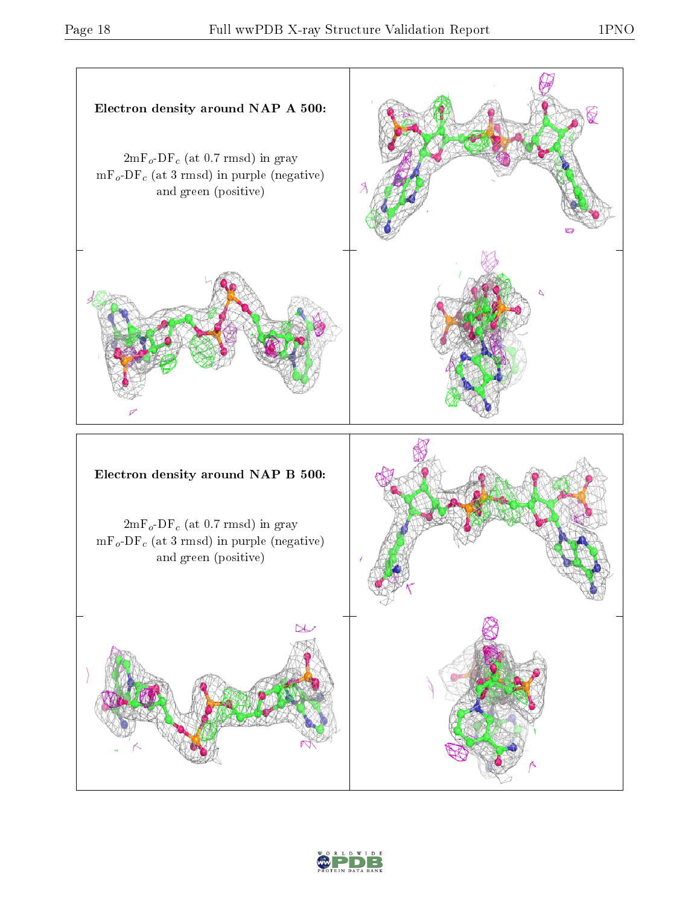**Electron density around NAP A 500:**

$2mF_o$-$DF_c$ (at 0.7 rmsd) in gray
$mF_o$-$DF_c$ (at 3 rmsd) in purple (negative)
and green (positive)

**Electron density around NAP B 500:**

$2mF_o$-$DF_c$ (at 0.7 rmsd) in gray
$mF_o$-$DF_c$ (at 3 rmsd) in purple (negative)
and green (positive)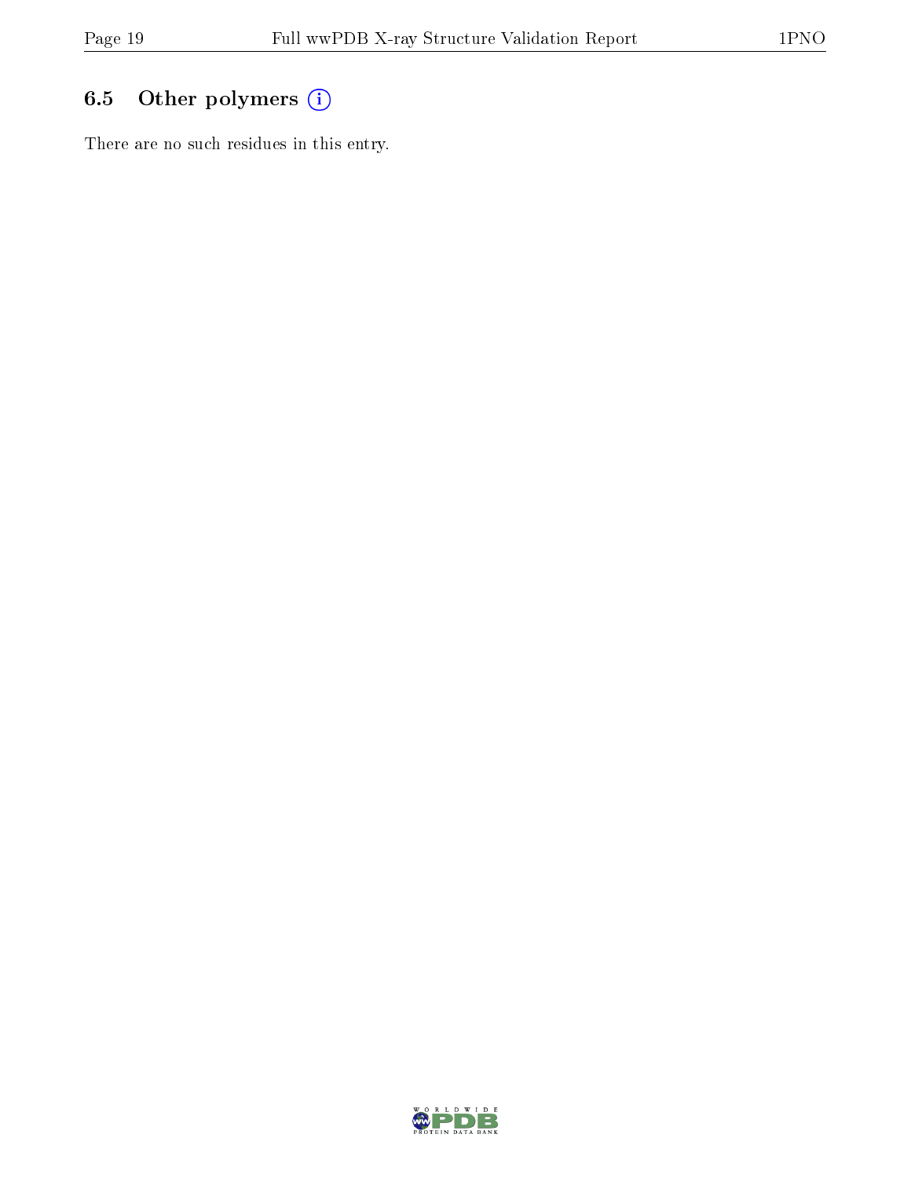## 6.5 Other polymers

There are no such residues in this entry.